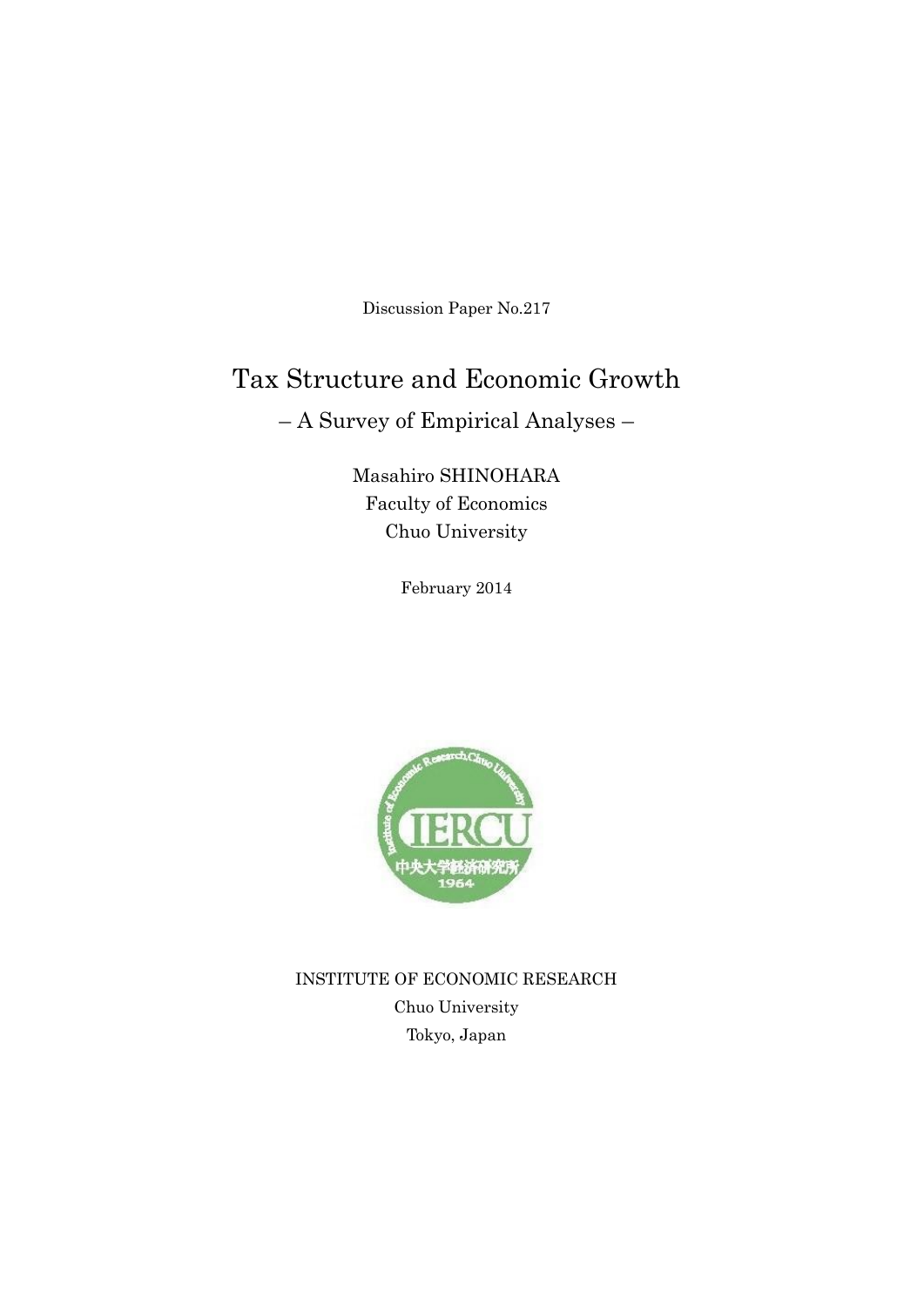Discussion Paper No.217

# Tax Structure and Economic Growth

## – A Survey of Empirical Analyses –

Masahiro SHINOHARA
Faculty of Economics
Chuo University

February 2014

INSTITUTE OF ECONOMIC RESEARCH
Chuo University
Tokyo, Japan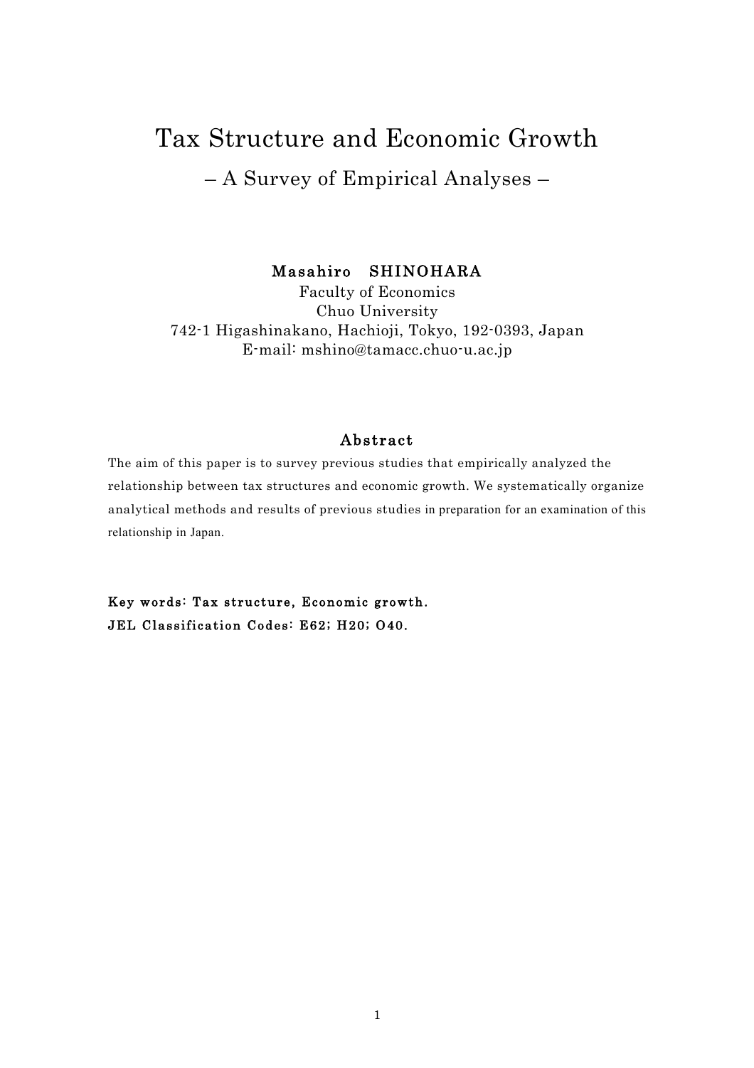# Tax Structure and Economic Growth

## – A Survey of Empirical Analyses –

**Masahiro SHINOHARA**

Faculty of Economics
Chuo University
742-1 Higashinakano, Hachioji, Tokyo, 192-0393, Japan
E-mail: mshino@tamacc.chuo-u.ac.jp

### Abstract

The aim of this paper is to survey previous studies that empirically analyzed the relationship between tax structures and economic growth. We systematically organize analytical methods and results of previous studies in preparation for an examination of this relationship in Japan.

**Key words: Tax structure, Economic growth.**
**JEL Classification Codes: E62; H20; O40.**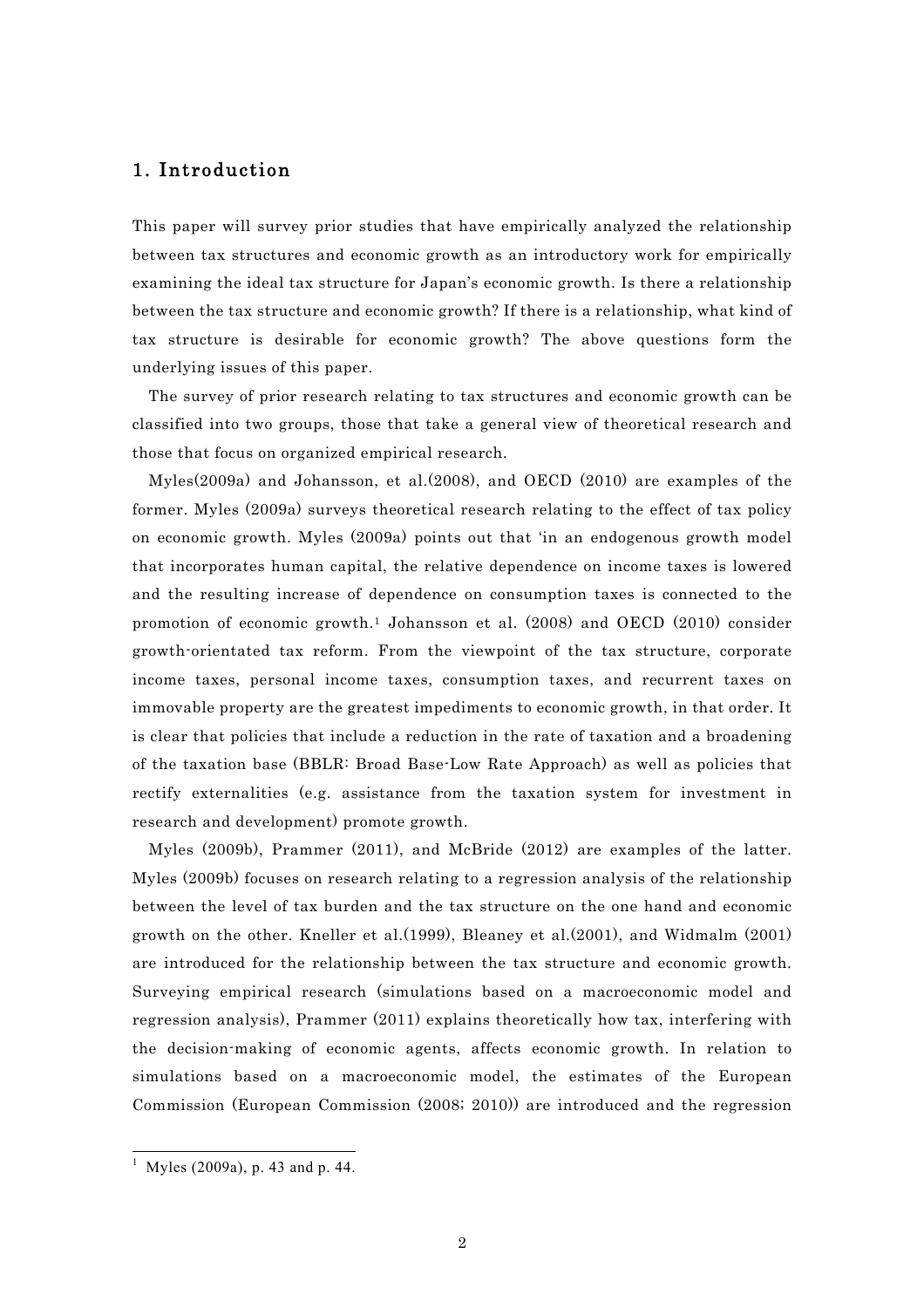## 1. Introduction

This paper will survey prior studies that have empirically analyzed the relationship between tax structures and economic growth as an introductory work for empirically examining the ideal tax structure for Japan's economic growth. Is there a relationship between the tax structure and economic growth? If there is a relationship, what kind of tax structure is desirable for economic growth? The above questions form the underlying issues of this paper.

The survey of prior research relating to tax structures and economic growth can be classified into two groups, those that take a general view of theoretical research and those that focus on organized empirical research.

Myles(2009a) and Johansson, et al.(2008), and OECD (2010) are examples of the former. Myles (2009a) surveys theoretical research relating to the effect of tax policy on economic growth. Myles (2009a) points out that 'in an endogenous growth model that incorporates human capital, the relative dependence on income taxes is lowered and the resulting increase of dependence on consumption taxes is connected to the promotion of economic growth.[1] Johansson et al. (2008) and OECD (2010) consider growth-orientated tax reform. From the viewpoint of the tax structure, corporate income taxes, personal income taxes, consumption taxes, and recurrent taxes on immovable property are the greatest impediments to economic growth, in that order. It is clear that policies that include a reduction in the rate of taxation and a broadening of the taxation base (BBLR: Broad Base-Low Rate Approach) as well as policies that rectify externalities (e.g. assistance from the taxation system for investment in research and development) promote growth.

Myles (2009b), Prammer (2011), and McBride (2012) are examples of the latter. Myles (2009b) focuses on research relating to a regression analysis of the relationship between the level of tax burden and the tax structure on the one hand and economic growth on the other. Kneller et al.(1999), Bleaney et al.(2001), and Widmalm (2001) are introduced for the relationship between the tax structure and economic growth. Surveying empirical research (simulations based on a macroeconomic model and regression analysis), Prammer (2011) explains theoretically how tax, interfering with the decision-making of economic agents, affects economic growth. In relation to simulations based on a macroeconomic model, the estimates of the European Commission (European Commission (2008; 2010)) are introduced and the regression

[1] Myles (2009a), p. 43 and p. 44.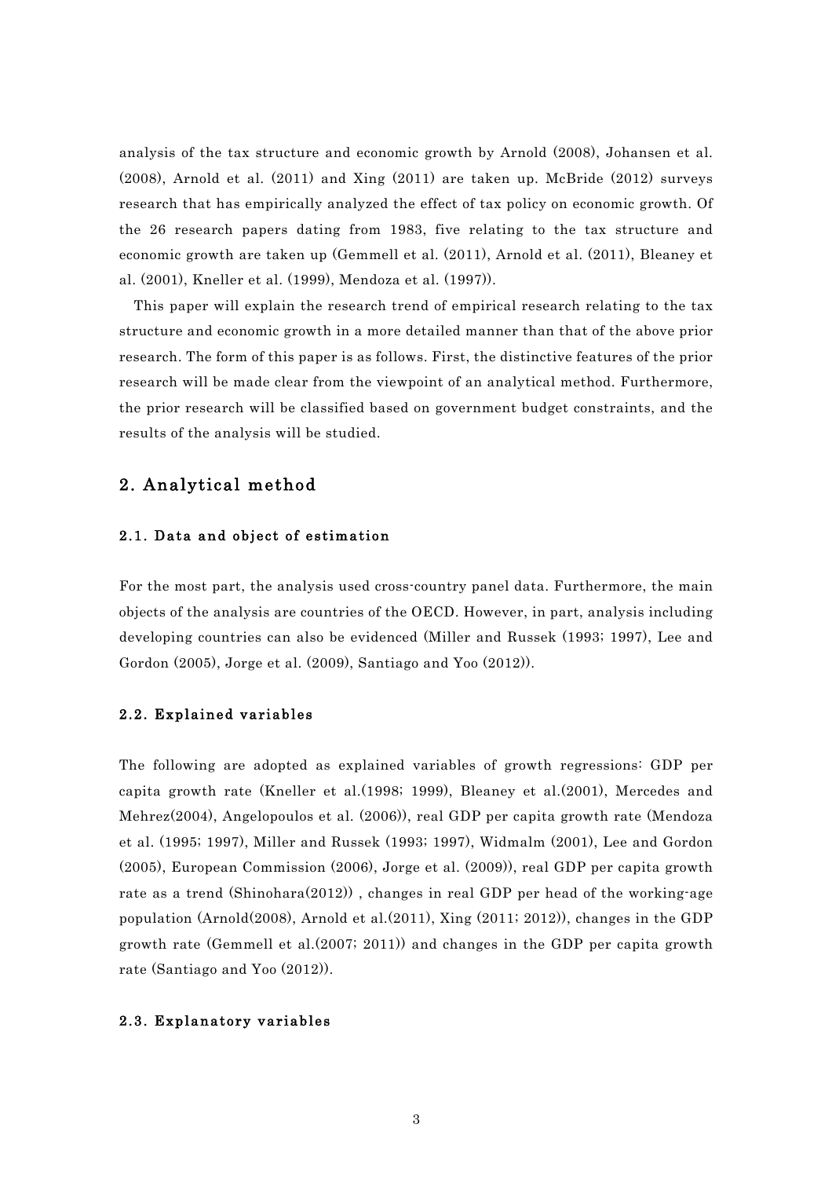analysis of the tax structure and economic growth by Arnold (2008), Johansen et al. (2008), Arnold et al. (2011) and Xing (2011) are taken up. McBride (2012) surveys research that has empirically analyzed the effect of tax policy on economic growth. Of the 26 research papers dating from 1983, five relating to the tax structure and economic growth are taken up (Gemmell et al. (2011), Arnold et al. (2011), Bleaney et al. (2001), Kneller et al. (1999), Mendoza et al. (1997)).

This paper will explain the research trend of empirical research relating to the tax structure and economic growth in a more detailed manner than that of the above prior research. The form of this paper is as follows. First, the distinctive features of the prior research will be made clear from the viewpoint of an analytical method. Furthermore, the prior research will be classified based on government budget constraints, and the results of the analysis will be studied.

## 2. Analytical method

### 2.1. Data and object of estimation

For the most part, the analysis used cross-country panel data. Furthermore, the main objects of the analysis are countries of the OECD. However, in part, analysis including developing countries can also be evidenced (Miller and Russek (1993; 1997), Lee and Gordon (2005), Jorge et al. (2009), Santiago and Yoo (2012)).

### 2.2. Explained variables

The following are adopted as explained variables of growth regressions: GDP per capita growth rate (Kneller et al.(1998; 1999), Bleaney et al.(2001), Mercedes and Mehrez(2004), Angelopoulos et al. (2006)), real GDP per capita growth rate (Mendoza et al. (1995; 1997), Miller and Russek (1993; 1997), Widmalm (2001), Lee and Gordon (2005), European Commission (2006), Jorge et al. (2009)), real GDP per capita growth rate as a trend (Shinohara(2012)) , changes in real GDP per head of the working-age population (Arnold(2008), Arnold et al.(2011), Xing (2011; 2012)), changes in the GDP growth rate (Gemmell et al.(2007; 2011)) and changes in the GDP per capita growth rate (Santiago and Yoo (2012)).

### 2.3. Explanatory variables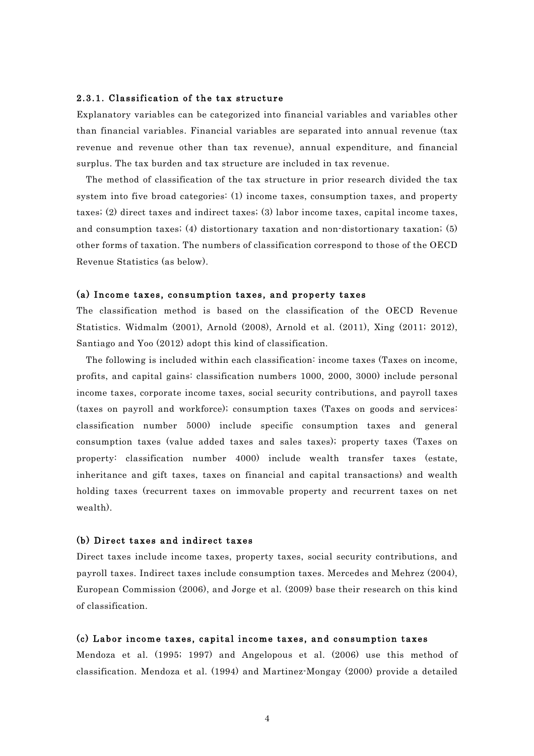### 2.3.1. Classification of the tax structure

Explanatory variables can be categorized into financial variables and variables other than financial variables. Financial variables are separated into annual revenue (tax revenue and revenue other than tax revenue), annual expenditure, and financial surplus. The tax burden and tax structure are included in tax revenue.

The method of classification of the tax structure in prior research divided the tax system into five broad categories: (1) income taxes, consumption taxes, and property taxes; (2) direct taxes and indirect taxes; (3) labor income taxes, capital income taxes, and consumption taxes; (4) distortionary taxation and non-distortionary taxation; (5) other forms of taxation. The numbers of classification correspond to those of the OECD Revenue Statistics (as below).

#### (a) Income taxes, consumption taxes, and property taxes

The classification method is based on the classification of the OECD Revenue Statistics. Widmalm (2001), Arnold (2008), Arnold et al. (2011), Xing (2011; 2012), Santiago and Yoo (2012) adopt this kind of classification.

The following is included within each classification: income taxes (Taxes on income, profits, and capital gains: classification numbers 1000, 2000, 3000) include personal income taxes, corporate income taxes, social security contributions, and payroll taxes (taxes on payroll and workforce); consumption taxes (Taxes on goods and services: classification number 5000) include specific consumption taxes and general consumption taxes (value added taxes and sales taxes); property taxes (Taxes on property: classification number 4000) include wealth transfer taxes (estate, inheritance and gift taxes, taxes on financial and capital transactions) and wealth holding taxes (recurrent taxes on immovable property and recurrent taxes on net wealth).

#### (b) Direct taxes and indirect taxes

Direct taxes include income taxes, property taxes, social security contributions, and payroll taxes. Indirect taxes include consumption taxes. Mercedes and Mehrez (2004), European Commission (2006), and Jorge et al. (2009) base their research on this kind of classification.

#### (c) Labor income taxes, capital income taxes, and consumption taxes

Mendoza et al. (1995; 1997) and Angelopous et al. (2006) use this method of classification. Mendoza et al. (1994) and Martinez-Mongay (2000) provide a detailed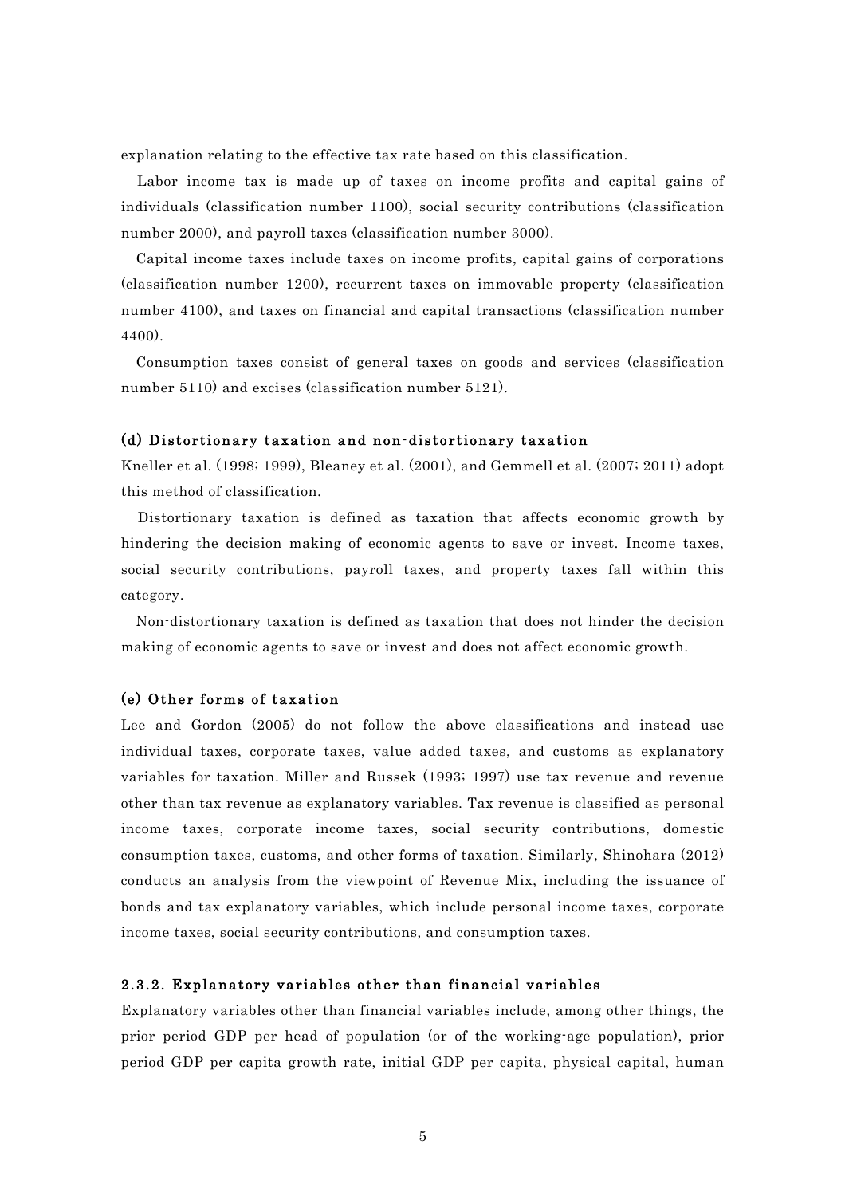explanation relating to the effective tax rate based on this classification.

Labor income tax is made up of taxes on income profits and capital gains of individuals (classification number 1100), social security contributions (classification number 2000), and payroll taxes (classification number 3000).

Capital income taxes include taxes on income profits, capital gains of corporations (classification number 1200), recurrent taxes on immovable property (classification number 4100), and taxes on financial and capital transactions (classification number 4400).

Consumption taxes consist of general taxes on goods and services (classification number 5110) and excises (classification number 5121).

#### (d) Distortionary taxation and non-distortionary taxation

Kneller et al. (1998; 1999), Bleaney et al. (2001), and Gemmell et al. (2007; 2011) adopt this method of classification.

Distortionary taxation is defined as taxation that affects economic growth by hindering the decision making of economic agents to save or invest. Income taxes, social security contributions, payroll taxes, and property taxes fall within this category.

Non-distortionary taxation is defined as taxation that does not hinder the decision making of economic agents to save or invest and does not affect economic growth.

#### (e) Other forms of taxation

Lee and Gordon (2005) do not follow the above classifications and instead use individual taxes, corporate taxes, value added taxes, and customs as explanatory variables for taxation. Miller and Russek (1993; 1997) use tax revenue and revenue other than tax revenue as explanatory variables. Tax revenue is classified as personal income taxes, corporate income taxes, social security contributions, domestic consumption taxes, customs, and other forms of taxation. Similarly, Shinohara (2012) conducts an analysis from the viewpoint of Revenue Mix, including the issuance of bonds and tax explanatory variables, which include personal income taxes, corporate income taxes, social security contributions, and consumption taxes.

### 2.3.2. Explanatory variables other than financial variables

Explanatory variables other than financial variables include, among other things, the prior period GDP per head of population (or of the working-age population), prior period GDP per capita growth rate, initial GDP per capita, physical capital, human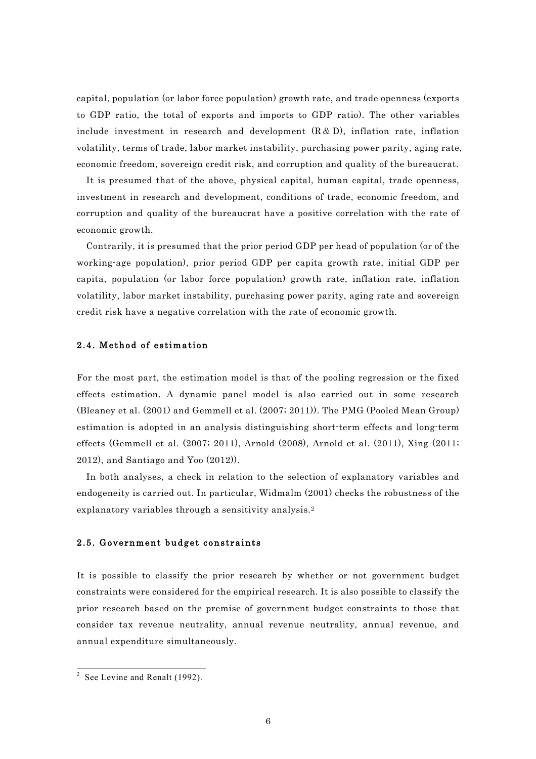capital, population (or labor force population) growth rate, and trade openness (exports to GDP ratio, the total of exports and imports to GDP ratio). The other variables include investment in research and development (R & D), inflation rate, inflation volatility, terms of trade, labor market instability, purchasing power parity, aging rate, economic freedom, sovereign credit risk, and corruption and quality of the bureaucrat.

It is presumed that of the above, physical capital, human capital, trade openness, investment in research and development, conditions of trade, economic freedom, and corruption and quality of the bureaucrat have a positive correlation with the rate of economic growth.

Contrarily, it is presumed that the prior period GDP per head of population (or of the working-age population), prior period GDP per capita growth rate, initial GDP per capita, population (or labor force population) growth rate, inflation rate, inflation volatility, labor market instability, purchasing power parity, aging rate and sovereign credit risk have a negative correlation with the rate of economic growth.

### 2.4. Method of estimation

For the most part, the estimation model is that of the pooling regression or the fixed effects estimation. A dynamic panel model is also carried out in some research (Bleaney et al. (2001) and Gemmell et al. (2007; 2011)). The PMG (Pooled Mean Group) estimation is adopted in an analysis distinguishing short-term effects and long-term effects (Gemmell et al. (2007; 2011), Arnold (2008), Arnold et al. (2011), Xing (2011; 2012), and Santiago and Yoo (2012)).

In both analyses, a check in relation to the selection of explanatory variables and endogeneity is carried out. In particular, Widmalm (2001) checks the robustness of the explanatory variables through a sensitivity analysis.[2]

### 2.5. Government budget constraints

It is possible to classify the prior research by whether or not government budget constraints were considered for the empirical research. It is also possible to classify the prior research based on the premise of government budget constraints to those that consider tax revenue neutrality, annual revenue neutrality, annual revenue, and annual expenditure simultaneously.

---

[2] See Levine and Renalt (1992).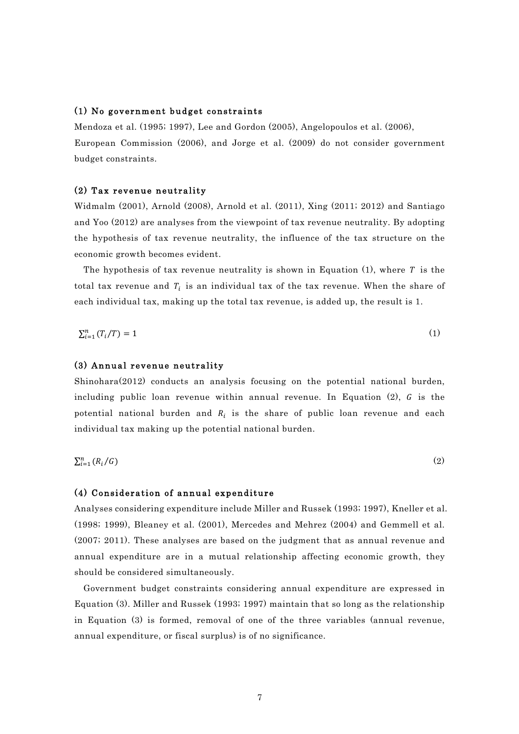### (1) No government budget constraints

Mendoza et al. (1995; 1997), Lee and Gordon (2005), Angelopoulos et al. (2006), European Commission (2006), and Jorge et al. (2009) do not consider government budget constraints.

### (2) Tax revenue neutrality

Widmalm (2001), Arnold (2008), Arnold et al. (2011), Xing (2011; 2012) and Santiago and Yoo (2012) are analyses from the viewpoint of tax revenue neutrality. By adopting the hypothesis of tax revenue neutrality, the influence of the tax structure on the economic growth becomes evident.

The hypothesis of tax revenue neutrality is shown in Equation (1), where $T$ is the total tax revenue and $T_i$ is an individual tax of the tax revenue. When the share of each individual tax, making up the total tax revenue, is added up, the result is 1.

$$\sum_{i=1}^{n}(T_i/T) = 1 \tag{1}$$

### (3) Annual revenue neutrality

Shinohara(2012) conducts an analysis focusing on the potential national burden, including public loan revenue within annual revenue. In Equation (2), $G$ is the potential national burden and $R_i$ is the share of public loan revenue and each individual tax making up the potential national burden.

$$\sum_{i=1}^{n}(R_i/G) \tag{2}$$

### (4) Consideration of annual expenditure

Analyses considering expenditure include Miller and Russek (1993; 1997), Kneller et al. (1998; 1999), Bleaney et al. (2001), Mercedes and Mehrez (2004) and Gemmell et al. (2007; 2011). These analyses are based on the judgment that as annual revenue and annual expenditure are in a mutual relationship affecting economic growth, they should be considered simultaneously.

Government budget constraints considering annual expenditure are expressed in Equation (3). Miller and Russek (1993; 1997) maintain that so long as the relationship in Equation (3) is formed, removal of one of the three variables (annual revenue, annual expenditure, or fiscal surplus) is of no significance.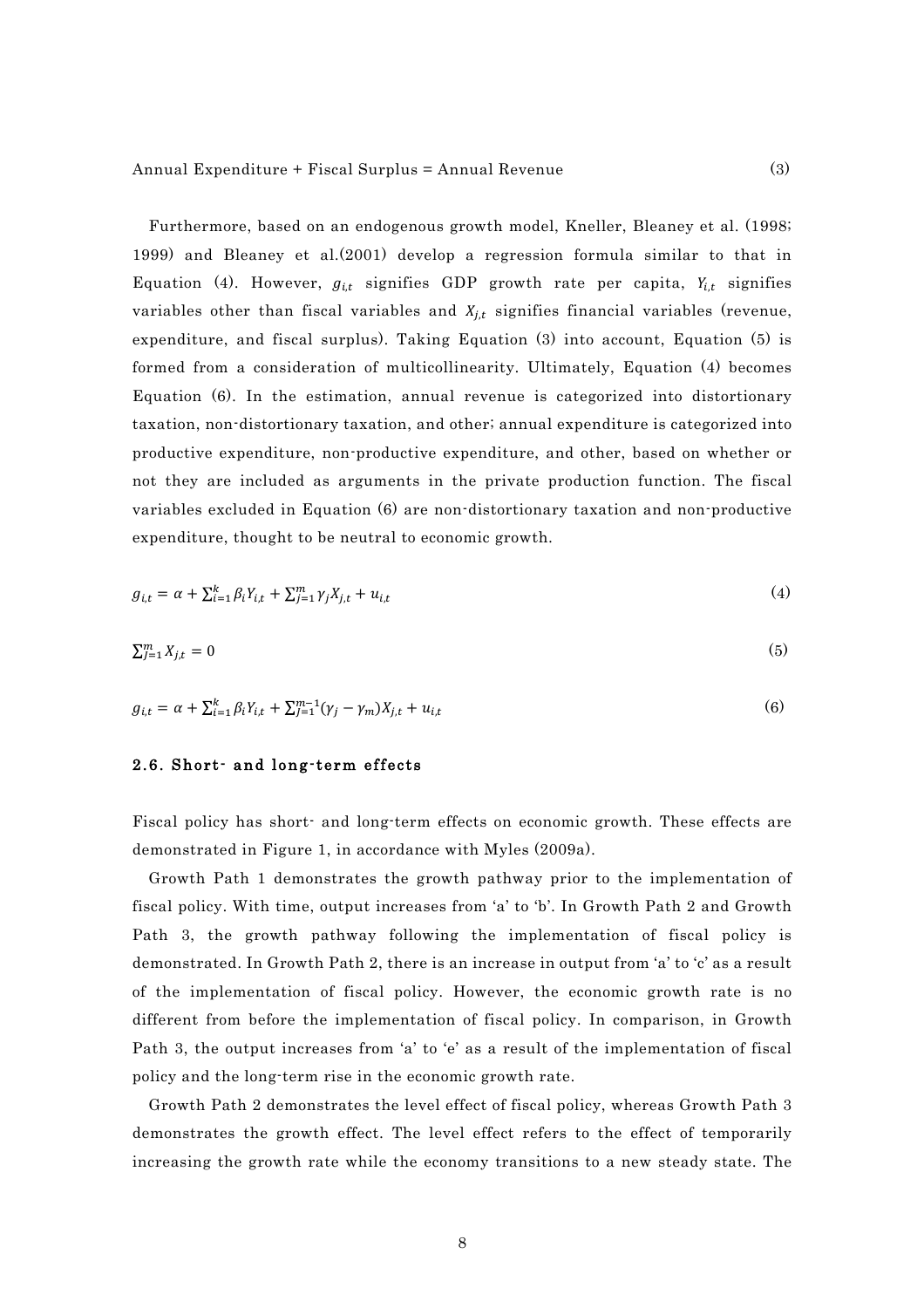Annual Expenditure + Fiscal Surplus = Annual Revenue (3)

Furthermore, based on an endogenous growth model, Kneller, Bleaney et al. (1998; 1999) and Bleaney et al.(2001) develop a regression formula similar to that in Equation (4). However, $g_{i,t}$ signifies GDP growth rate per capita, $Y_{i,t}$ signifies variables other than fiscal variables and $X_{j,t}$ signifies financial variables (revenue, expenditure, and fiscal surplus). Taking Equation (3) into account, Equation (5) is formed from a consideration of multicollinearity. Ultimately, Equation (4) becomes Equation (6). In the estimation, annual revenue is categorized into distortionary taxation, non-distortionary taxation, and other; annual expenditure is categorized into productive expenditure, non-productive expenditure, and other, based on whether or not they are included as arguments in the private production function. The fiscal variables excluded in Equation (6) are non-distortionary taxation and non-productive expenditure, thought to be neutral to economic growth.

$$g_{i,t} = \alpha + \sum_{i=1}^{k} \beta_i Y_{i,t} + \sum_{j=1}^{m} \gamma_j X_{j,t} + u_{i,t} \tag{4}$$

$$\sum_{j=1}^{m} X_{j,t} = 0 \tag{5}$$

$$g_{i,t} = \alpha + \sum_{i=1}^{k} \beta_i Y_{i,t} + \sum_{j=1}^{m-1} (\gamma_j - \gamma_m) X_{j,t} + u_{i,t} \tag{6}$$

### 2.6. Short- and long-term effects

Fiscal policy has short- and long-term effects on economic growth. These effects are demonstrated in Figure 1, in accordance with Myles (2009a).

Growth Path 1 demonstrates the growth pathway prior to the implementation of fiscal policy. With time, output increases from 'a' to 'b'. In Growth Path 2 and Growth Path 3, the growth pathway following the implementation of fiscal policy is demonstrated. In Growth Path 2, there is an increase in output from 'a' to 'c' as a result of the implementation of fiscal policy. However, the economic growth rate is no different from before the implementation of fiscal policy. In comparison, in Growth Path 3, the output increases from 'a' to 'e' as a result of the implementation of fiscal policy and the long-term rise in the economic growth rate.

Growth Path 2 demonstrates the level effect of fiscal policy, whereas Growth Path 3 demonstrates the growth effect. The level effect refers to the effect of temporarily increasing the growth rate while the economy transitions to a new steady state. The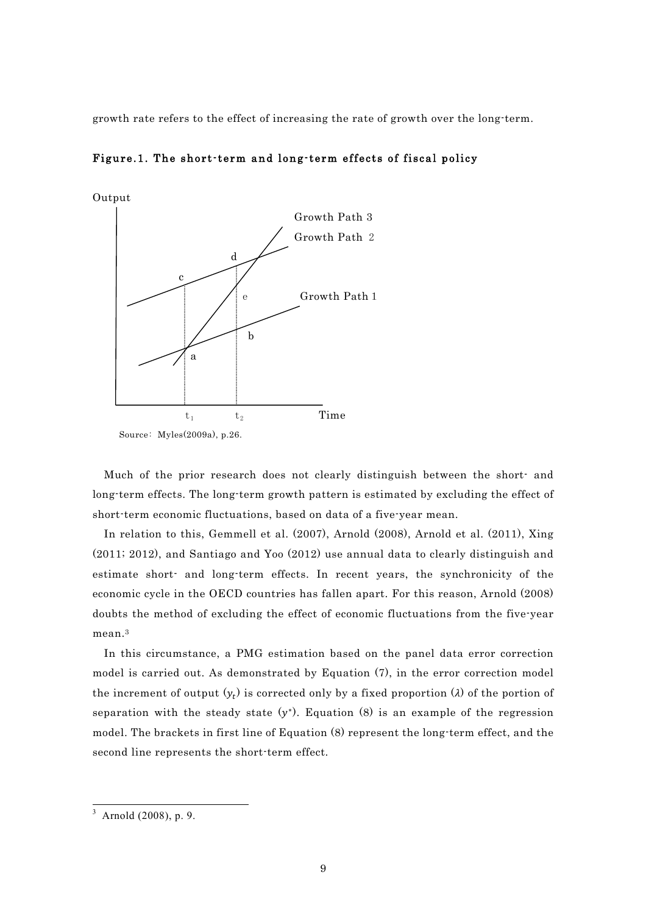growth rate refers to the effect of increasing the rate of growth over the long-term.

**Figure.1. The short-term and long-term effects of fiscal policy**

Source: Myles(2009a), p.26.

Much of the prior research does not clearly distinguish between the short- and long-term effects. The long-term growth pattern is estimated by excluding the effect of short-term economic fluctuations, based on data of a five-year mean.

In relation to this, Gemmell et al. (2007), Arnold (2008), Arnold et al. (2011), Xing (2011; 2012), and Santiago and Yoo (2012) use annual data to clearly distinguish and estimate short- and long-term effects. In recent years, the synchronicity of the economic cycle in the OECD countries has fallen apart. For this reason, Arnold (2008) doubts the method of excluding the effect of economic fluctuations from the five-year mean.[3]

In this circumstance, a PMG estimation based on the panel data error correction model is carried out. As demonstrated by Equation (7), in the error correction model the increment of output ($y_t$) is corrected only by a fixed proportion ($\lambda$) of the portion of separation with the steady state ($y^*$). Equation (8) is an example of the regression model. The brackets in first line of Equation (8) represent the long-term effect, and the second line represents the short-term effect.

---

[3] Arnold (2008), p. 9.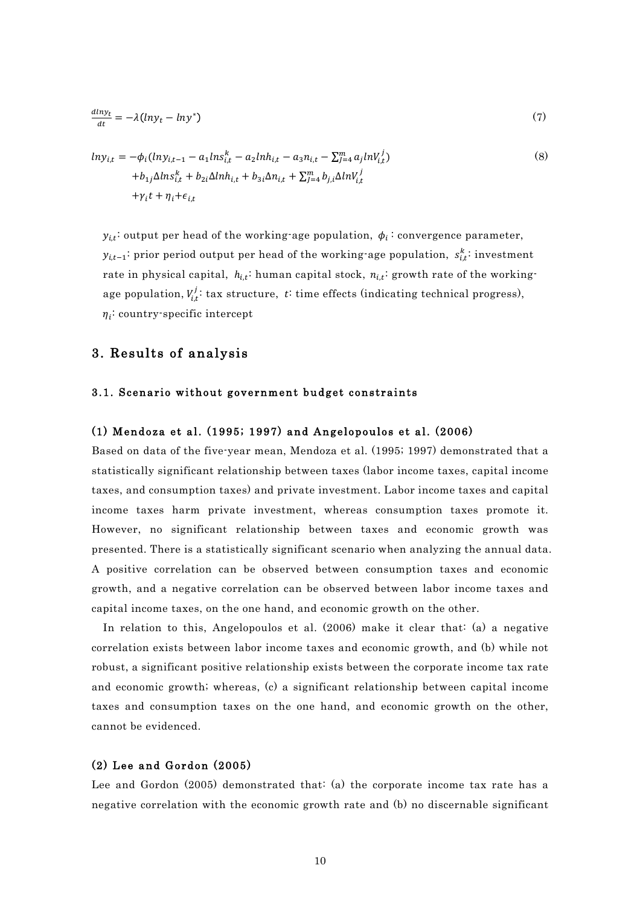$$\frac{dlny_t}{dt} = -\lambda(lny_t - lny^*) \tag{7}$$

$$\begin{aligned} lny_{i,t} = & -\phi_i(lny_{i,t-1} - a_1 lns_{i,t}^k - a_2 lnh_{i,t} - a_3 n_{i,t} - \textstyle\sum_{J=4}^{m} a_j lnV_{i,t}^j) \\ & + b_{1j}\Delta lns_{i,t}^k + b_{2i}\Delta lnh_{i,t} + b_{3i}\Delta n_{i,t} + \textstyle\sum_{J=4}^{m} b_{j,i}\Delta lnV_{i,t}^j \\ & + \gamma_i t + \eta_i + \epsilon_{i,t} \end{aligned} \tag{8}$$

$y_{i,t}$: output per head of the working-age population, $\phi_i$ : convergence parameter, $y_{i,t-1}$: prior period output per head of the working-age population, $s_{i,t}^k$: investment rate in physical capital, $h_{i,t}$: human capital stock, $n_{i,t}$: growth rate of the working-age population, $V_{i,t}^j$: tax structure, $t$: time effects (indicating technical progress), $\eta_i$: country-specific intercept

## 3. Results of analysis

### 3.1. Scenario without government budget constraints

#### (1) Mendoza et al. (1995; 1997) and Angelopoulos et al. (2006)

Based on data of the five-year mean, Mendoza et al. (1995; 1997) demonstrated that a statistically significant relationship between taxes (labor income taxes, capital income taxes, and consumption taxes) and private investment. Labor income taxes and capital income taxes harm private investment, whereas consumption taxes promote it. However, no significant relationship between taxes and economic growth was presented. There is a statistically significant scenario when analyzing the annual data. A positive correlation can be observed between consumption taxes and economic growth, and a negative correlation can be observed between labor income taxes and capital income taxes, on the one hand, and economic growth on the other.

In relation to this, Angelopoulos et al. (2006) make it clear that: (a) a negative correlation exists between labor income taxes and economic growth, and (b) while not robust, a significant positive relationship exists between the corporate income tax rate and economic growth; whereas, (c) a significant relationship between capital income taxes and consumption taxes on the one hand, and economic growth on the other, cannot be evidenced.

#### (2) Lee and Gordon (2005)

Lee and Gordon (2005) demonstrated that: (a) the corporate income tax rate has a negative correlation with the economic growth rate and (b) no discernable significant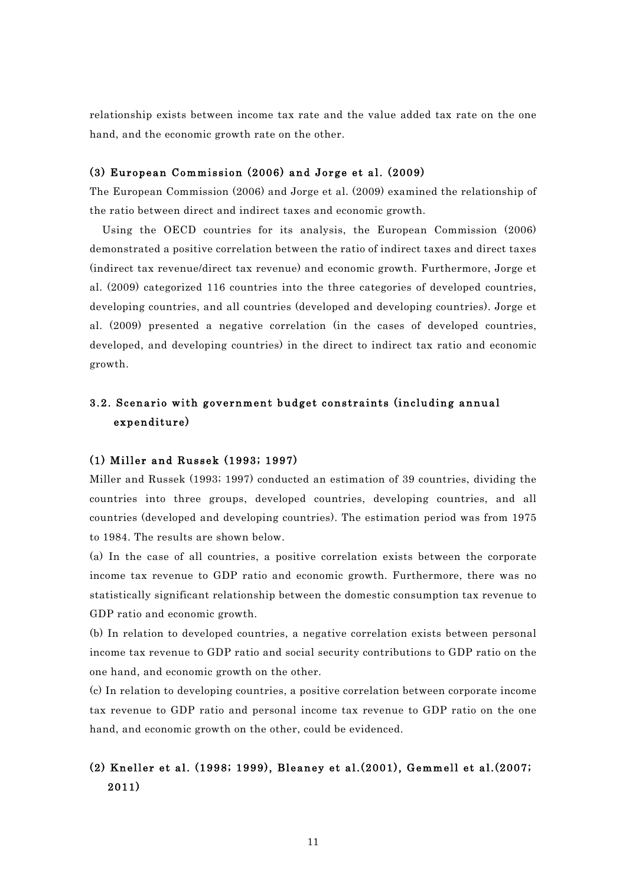relationship exists between income tax rate and the value added tax rate on the one hand, and the economic growth rate on the other.

#### (3) European Commission (2006) and Jorge et al. (2009)

The European Commission (2006) and Jorge et al. (2009) examined the relationship of the ratio between direct and indirect taxes and economic growth.

Using the OECD countries for its analysis, the European Commission (2006) demonstrated a positive correlation between the ratio of indirect taxes and direct taxes (indirect tax revenue/direct tax revenue) and economic growth. Furthermore, Jorge et al. (2009) categorized 116 countries into the three categories of developed countries, developing countries, and all countries (developed and developing countries). Jorge et al. (2009) presented a negative correlation (in the cases of developed countries, developed, and developing countries) in the direct to indirect tax ratio and economic growth.

### 3.2. Scenario with government budget constraints (including annual expenditure)

#### (1) Miller and Russek (1993; 1997)

Miller and Russek (1993; 1997) conducted an estimation of 39 countries, dividing the countries into three groups, developed countries, developing countries, and all countries (developed and developing countries). The estimation period was from 1975 to 1984. The results are shown below.

(a) In the case of all countries, a positive correlation exists between the corporate income tax revenue to GDP ratio and economic growth. Furthermore, there was no statistically significant relationship between the domestic consumption tax revenue to GDP ratio and economic growth.

(b) In relation to developed countries, a negative correlation exists between personal income tax revenue to GDP ratio and social security contributions to GDP ratio on the one hand, and economic growth on the other.

(c) In relation to developing countries, a positive correlation between corporate income tax revenue to GDP ratio and personal income tax revenue to GDP ratio on the one hand, and economic growth on the other, could be evidenced.

#### (2) Kneller et al. (1998; 1999), Bleaney et al.(2001), Gemmell et al.(2007; 2011)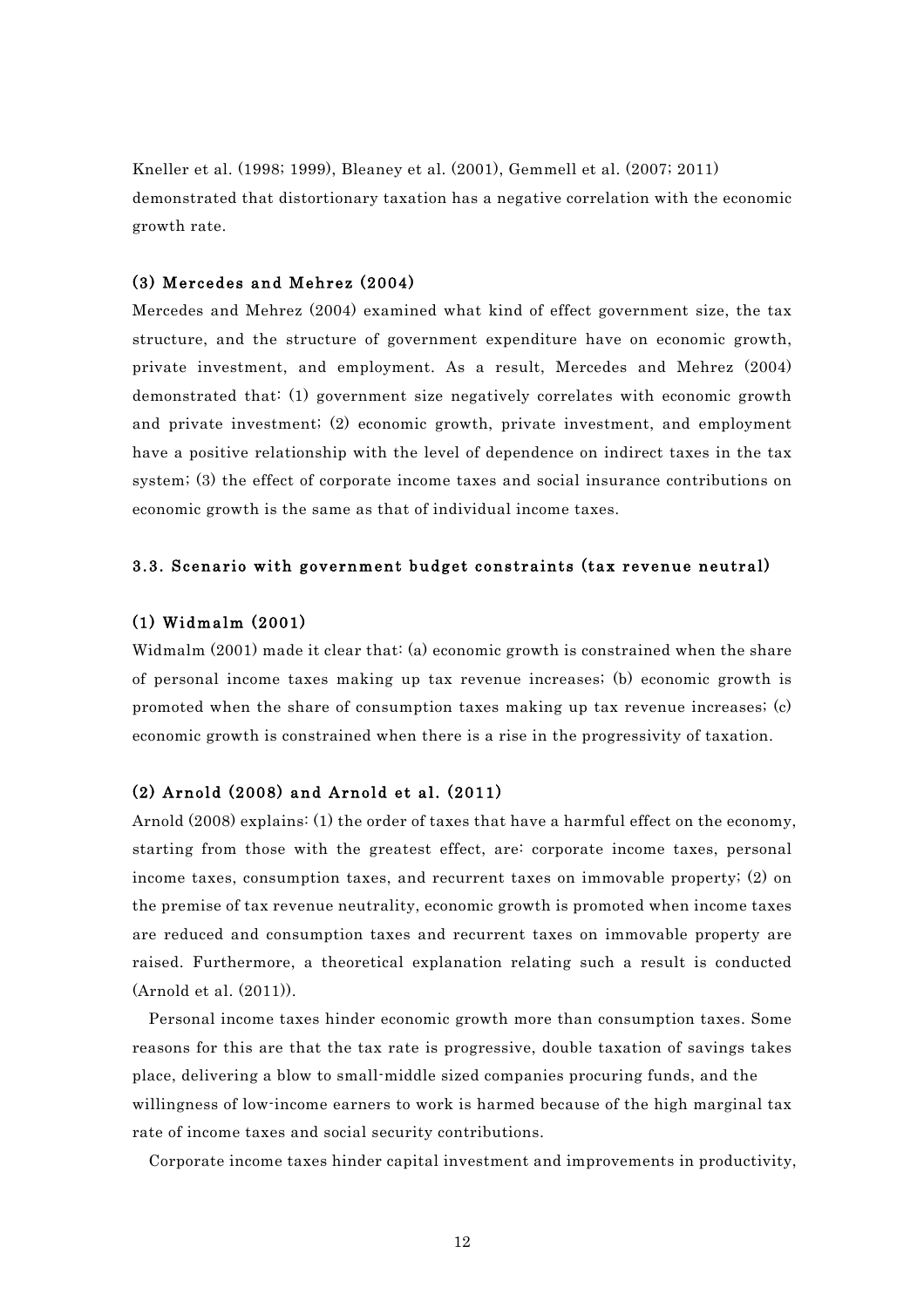Kneller et al. (1998; 1999), Bleaney et al. (2001), Gemmell et al. (2007; 2011) demonstrated that distortionary taxation has a negative correlation with the economic growth rate.

#### (3) Mercedes and Mehrez (2004)

Mercedes and Mehrez (2004) examined what kind of effect government size, the tax structure, and the structure of government expenditure have on economic growth, private investment, and employment. As a result, Mercedes and Mehrez (2004) demonstrated that: (1) government size negatively correlates with economic growth and private investment; (2) economic growth, private investment, and employment have a positive relationship with the level of dependence on indirect taxes in the tax system; (3) the effect of corporate income taxes and social insurance contributions on economic growth is the same as that of individual income taxes.

### 3.3. Scenario with government budget constraints (tax revenue neutral)

#### (1) Widmalm (2001)

Widmalm (2001) made it clear that: (a) economic growth is constrained when the share of personal income taxes making up tax revenue increases; (b) economic growth is promoted when the share of consumption taxes making up tax revenue increases; (c) economic growth is constrained when there is a rise in the progressivity of taxation.

#### (2) Arnold (2008) and Arnold et al. (2011)

Arnold (2008) explains: (1) the order of taxes that have a harmful effect on the economy, starting from those with the greatest effect, are: corporate income taxes, personal income taxes, consumption taxes, and recurrent taxes on immovable property; (2) on the premise of tax revenue neutrality, economic growth is promoted when income taxes are reduced and consumption taxes and recurrent taxes on immovable property are raised. Furthermore, a theoretical explanation relating such a result is conducted (Arnold et al. (2011)).

Personal income taxes hinder economic growth more than consumption taxes. Some reasons for this are that the tax rate is progressive, double taxation of savings takes place, delivering a blow to small-middle sized companies procuring funds, and the willingness of low-income earners to work is harmed because of the high marginal tax rate of income taxes and social security contributions.

Corporate income taxes hinder capital investment and improvements in productivity,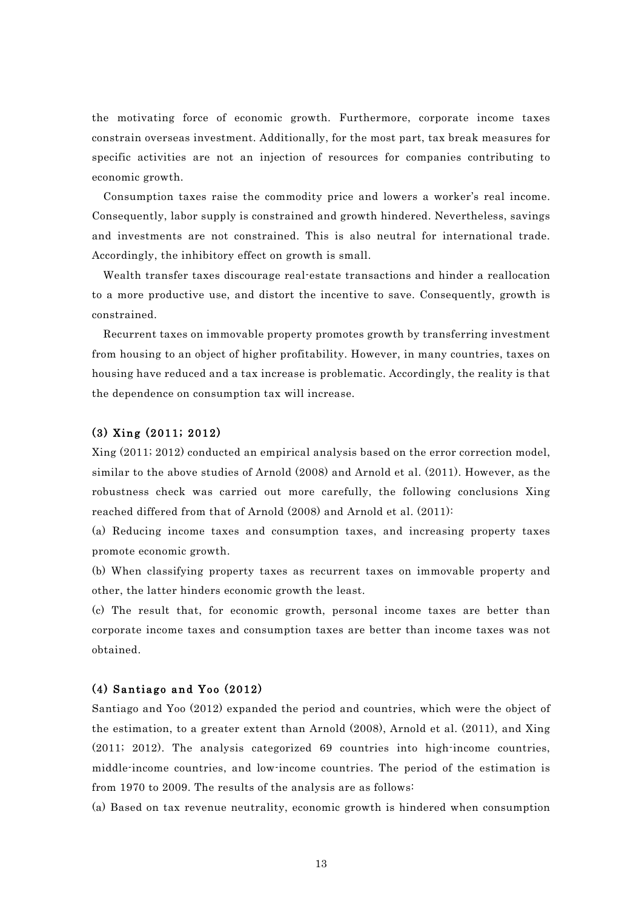the motivating force of economic growth. Furthermore, corporate income taxes constrain overseas investment. Additionally, for the most part, tax break measures for specific activities are not an injection of resources for companies contributing to economic growth.

Consumption taxes raise the commodity price and lowers a worker's real income. Consequently, labor supply is constrained and growth hindered. Nevertheless, savings and investments are not constrained. This is also neutral for international trade. Accordingly, the inhibitory effect on growth is small.

Wealth transfer taxes discourage real-estate transactions and hinder a reallocation to a more productive use, and distort the incentive to save. Consequently, growth is constrained.

Recurrent taxes on immovable property promotes growth by transferring investment from housing to an object of higher profitability. However, in many countries, taxes on housing have reduced and a tax increase is problematic. Accordingly, the reality is that the dependence on consumption tax will increase.

### (3) Xing (2011; 2012)

Xing (2011; 2012) conducted an empirical analysis based on the error correction model, similar to the above studies of Arnold (2008) and Arnold et al. (2011). However, as the robustness check was carried out more carefully, the following conclusions Xing reached differed from that of Arnold (2008) and Arnold et al. (2011):

(a) Reducing income taxes and consumption taxes, and increasing property taxes promote economic growth.

(b) When classifying property taxes as recurrent taxes on immovable property and other, the latter hinders economic growth the least.

(c) The result that, for economic growth, personal income taxes are better than corporate income taxes and consumption taxes are better than income taxes was not obtained.

### (4) Santiago and Yoo (2012)

Santiago and Yoo (2012) expanded the period and countries, which were the object of the estimation, to a greater extent than Arnold (2008), Arnold et al. (2011), and Xing (2011; 2012). The analysis categorized 69 countries into high-income countries, middle-income countries, and low-income countries. The period of the estimation is from 1970 to 2009. The results of the analysis are as follows:

(a) Based on tax revenue neutrality, economic growth is hindered when consumption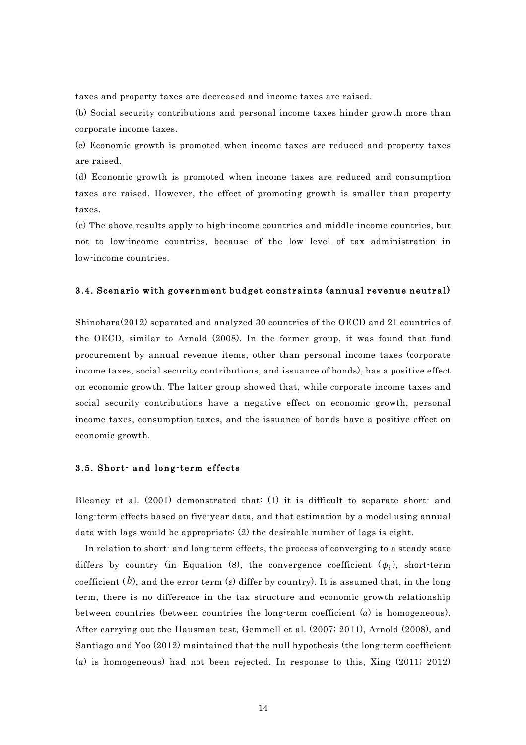taxes and property taxes are decreased and income taxes are raised.

(b) Social security contributions and personal income taxes hinder growth more than corporate income taxes.

(c) Economic growth is promoted when income taxes are reduced and property taxes are raised.

(d) Economic growth is promoted when income taxes are reduced and consumption taxes are raised. However, the effect of promoting growth is smaller than property taxes.

(e) The above results apply to high-income countries and middle-income countries, but not to low-income countries, because of the low level of tax administration in low-income countries.

### 3.4. Scenario with government budget constraints (annual revenue neutral)

Shinohara(2012) separated and analyzed 30 countries of the OECD and 21 countries of the OECD, similar to Arnold (2008). In the former group, it was found that fund procurement by annual revenue items, other than personal income taxes (corporate income taxes, social security contributions, and issuance of bonds), has a positive effect on economic growth. The latter group showed that, while corporate income taxes and social security contributions have a negative effect on economic growth, personal income taxes, consumption taxes, and the issuance of bonds have a positive effect on economic growth.

### 3.5. Short- and long-term effects

Bleaney et al. (2001) demonstrated that: (1) it is difficult to separate short- and long-term effects based on five-year data, and that estimation by a model using annual data with lags would be appropriate; (2) the desirable number of lags is eight.

In relation to short- and long-term effects, the process of converging to a steady state differs by country (in Equation (8), the convergence coefficient ($\phi_i$), short-term coefficient ($b$), and the error term ($\varepsilon$) differ by country). It is assumed that, in the long term, there is no difference in the tax structure and economic growth relationship between countries (between countries the long-term coefficient ($a$) is homogeneous). After carrying out the Hausman test, Gemmell et al. (2007; 2011), Arnold (2008), and Santiago and Yoo (2012) maintained that the null hypothesis (the long-term coefficient ($a$) is homogeneous) had not been rejected. In response to this, Xing (2011; 2012)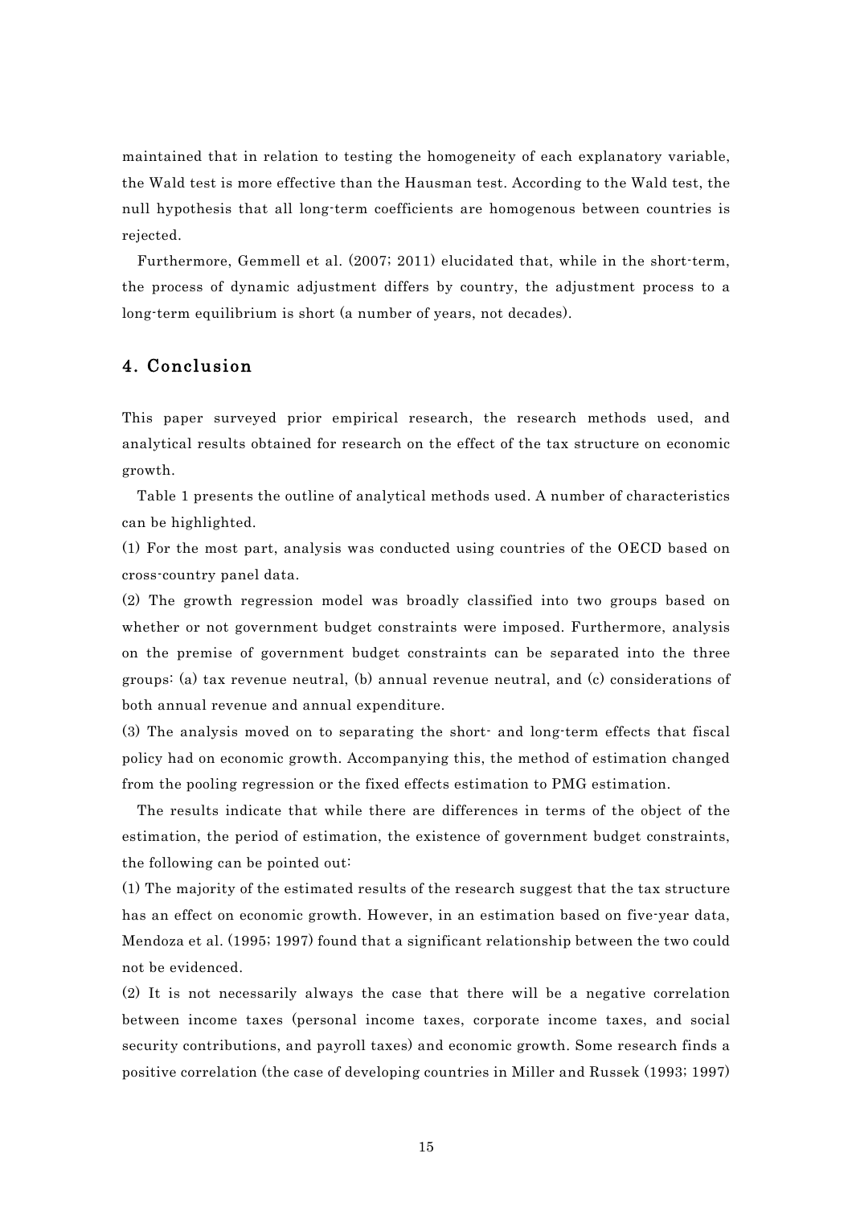maintained that in relation to testing the homogeneity of each explanatory variable, the Wald test is more effective than the Hausman test. According to the Wald test, the null hypothesis that all long-term coefficients are homogenous between countries is rejected.

Furthermore, Gemmell et al. (2007; 2011) elucidated that, while in the short-term, the process of dynamic adjustment differs by country, the adjustment process to a long-term equilibrium is short (a number of years, not decades).

## 4. Conclusion

This paper surveyed prior empirical research, the research methods used, and analytical results obtained for research on the effect of the tax structure on economic growth.

Table 1 presents the outline of analytical methods used. A number of characteristics can be highlighted.

(1) For the most part, analysis was conducted using countries of the OECD based on cross-country panel data.

(2) The growth regression model was broadly classified into two groups based on whether or not government budget constraints were imposed. Furthermore, analysis on the premise of government budget constraints can be separated into the three groups: (a) tax revenue neutral, (b) annual revenue neutral, and (c) considerations of both annual revenue and annual expenditure.

(3) The analysis moved on to separating the short- and long-term effects that fiscal policy had on economic growth. Accompanying this, the method of estimation changed from the pooling regression or the fixed effects estimation to PMG estimation.

The results indicate that while there are differences in terms of the object of the estimation, the period of estimation, the existence of government budget constraints, the following can be pointed out:

(1) The majority of the estimated results of the research suggest that the tax structure has an effect on economic growth. However, in an estimation based on five-year data, Mendoza et al. (1995; 1997) found that a significant relationship between the two could not be evidenced.

(2) It is not necessarily always the case that there will be a negative correlation between income taxes (personal income taxes, corporate income taxes, and social security contributions, and payroll taxes) and economic growth. Some research finds a positive correlation (the case of developing countries in Miller and Russek (1993; 1997)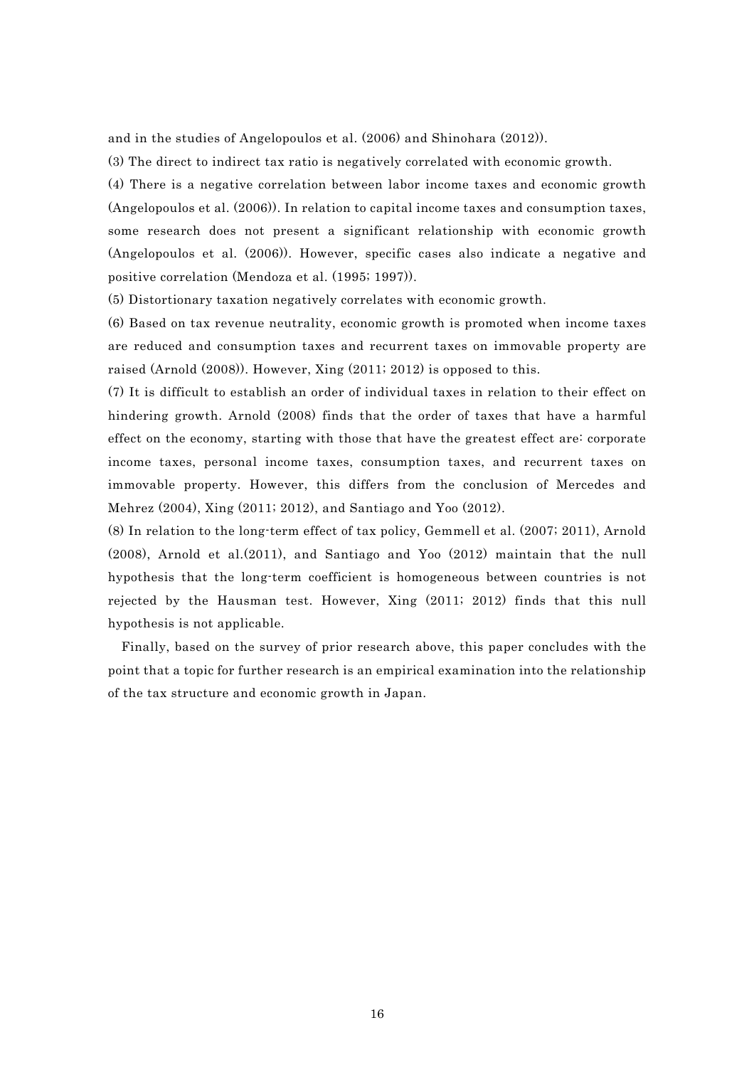and in the studies of Angelopoulos et al. (2006) and Shinohara (2012)).

(3) The direct to indirect tax ratio is negatively correlated with economic growth.

(4) There is a negative correlation between labor income taxes and economic growth (Angelopoulos et al. (2006)). In relation to capital income taxes and consumption taxes, some research does not present a significant relationship with economic growth (Angelopoulos et al. (2006)). However, specific cases also indicate a negative and positive correlation (Mendoza et al. (1995; 1997)).

(5) Distortionary taxation negatively correlates with economic growth.

(6) Based on tax revenue neutrality, economic growth is promoted when income taxes are reduced and consumption taxes and recurrent taxes on immovable property are raised (Arnold (2008)). However, Xing (2011; 2012) is opposed to this.

(7) It is difficult to establish an order of individual taxes in relation to their effect on hindering growth. Arnold (2008) finds that the order of taxes that have a harmful effect on the economy, starting with those that have the greatest effect are: corporate income taxes, personal income taxes, consumption taxes, and recurrent taxes on immovable property. However, this differs from the conclusion of Mercedes and Mehrez (2004), Xing (2011; 2012), and Santiago and Yoo (2012).

(8) In relation to the long-term effect of tax policy, Gemmell et al. (2007; 2011), Arnold (2008), Arnold et al.(2011), and Santiago and Yoo (2012) maintain that the null hypothesis that the long-term coefficient is homogeneous between countries is not rejected by the Hausman test. However, Xing (2011; 2012) finds that this null hypothesis is not applicable.

Finally, based on the survey of prior research above, this paper concludes with the point that a topic for further research is an empirical examination into the relationship of the tax structure and economic growth in Japan.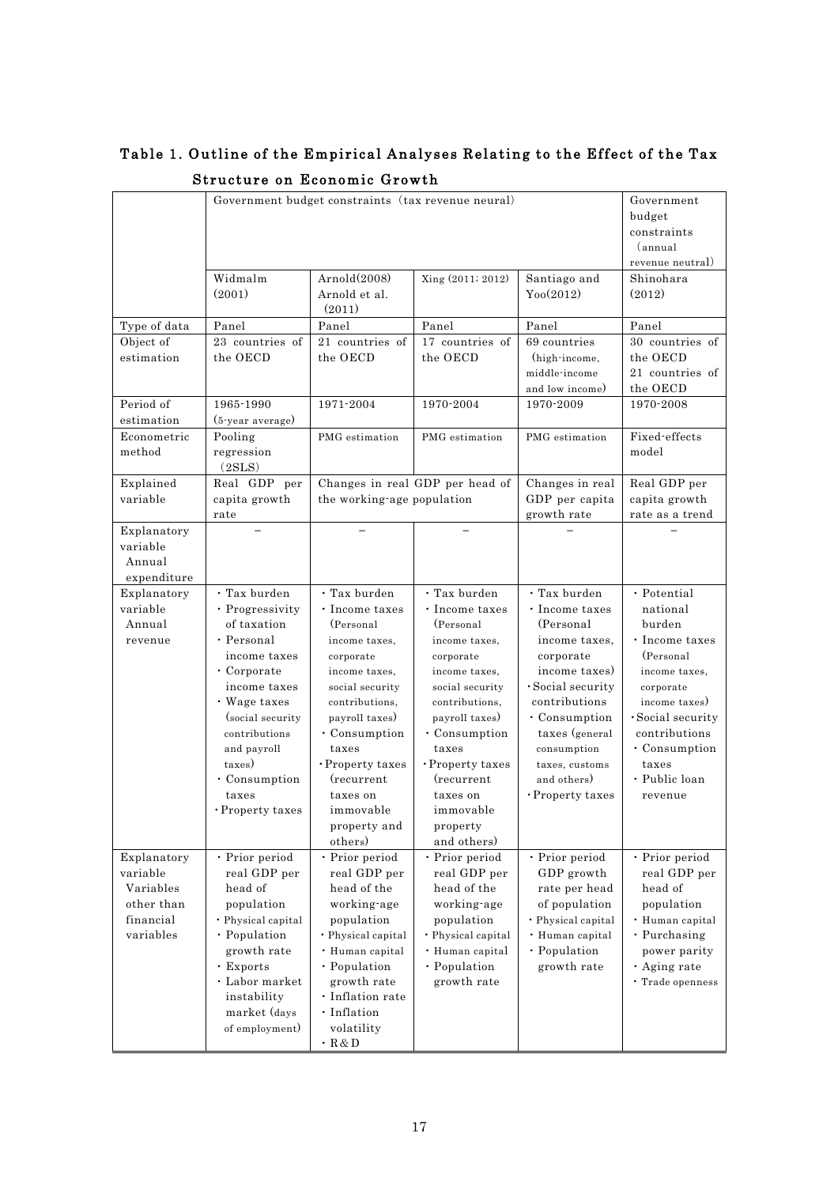# Table 1. Outline of the Empirical Analyses Relating to the Effect of the Tax Structure on Economic Growth

| | Government budget constraints (tax revenue neural) | | | | Government budget constraints (annual revenue neutral) |
|---|---|---|---|---|---|
| | Widmalm (2001) | Arnold(2008) Arnold et al. (2011) | Xing (2011; 2012) | Santiago and Yoo(2012) | Shinohara (2012) |
| Type of data | Panel | Panel | Panel | Panel | Panel |
| Object of estimation | 23 countries of the OECD | 21 countries of the OECD | 17 countries of the OECD | 69 countries (high-income, middle-income and low income) | 30 countries of the OECD 21 countries of the OECD |
| Period of estimation | 1965-1990 (5-year average) | 1971-2004 | 1970-2004 | 1970-2009 | 1970-2008 |
| Econometric method | Pooling regression (2SLS) | PMG estimation | PMG estimation | PMG estimation | Fixed-effects model |
| Explained variable | Real GDP per capita growth rate | Changes in real GDP per head of the working-age population | | Changes in real GDP per capita growth rate | Real GDP per capita growth rate as a trend |
| Explanatory variable Annual expenditure | – | – | – | – | – |
| Explanatory variable Annual revenue | ・Tax burden ・Progressivity of taxation ・Personal income taxes ・Corporate income taxes ・Wage taxes (social security contributions and payroll taxes) ・Consumption taxes ・Property taxes | ・Tax burden ・Income taxes (Personal income taxes, corporate income taxes, social security contributions, payroll taxes) ・Consumption taxes ・Property taxes (recurrent taxes on immovable property and others) | ・Tax burden ・Income taxes (Personal income taxes, corporate income taxes, social security contributions, payroll taxes) ・Consumption taxes ・Property taxes (recurrent taxes on immovable property and others) | ・Tax burden ・Income taxes (Personal income taxes, corporate income taxes) ・Social security contributions ・Consumption taxes (general consumption taxes, customs and others) ・Property taxes | ・Potential national burden ・Income taxes (Personal income taxes, corporate income taxes) ・Social security contributions ・Consumption taxes ・Public loan revenue |
| Explanatory variable Variables other than financial variables | ・Prior period real GDP per head of population ・Physical capital ・Population growth rate ・Exports ・Labor market instability market (days of employment) | ・Prior period real GDP per head of the working-age population ・Physical capital ・Human capital ・Population growth rate ・Inflation rate ・Inflation volatility ・R&D | ・Prior period real GDP per head of the working-age population ・Physical capital ・Human capital ・Population growth rate | ・Prior period GDP growth rate per head of population ・Physical capital ・Human capital ・Population growth rate | ・Prior period real GDP per head of population ・Human capital ・Purchasing power parity ・Aging rate ・Trade openness |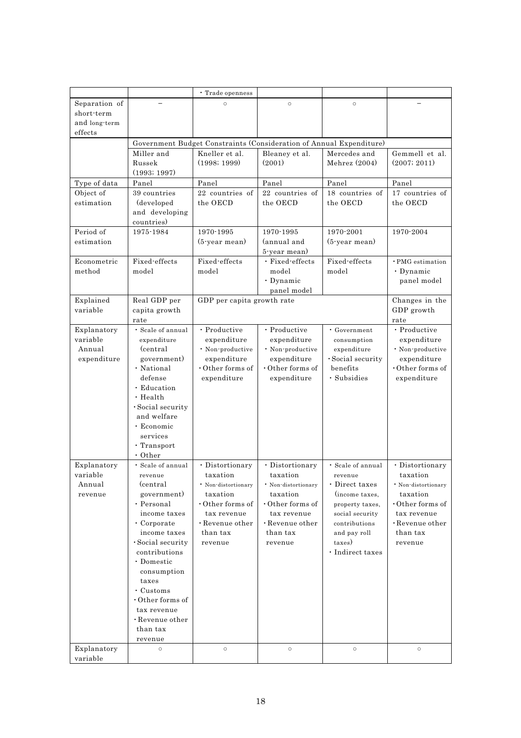| | | ・Trade openness | | | |
|---|---|---|---|---|---|
| Separation of short-term and long-term effects | – | ○ | ○ | ○ | – |
| | Government Budget Constraints (Consideration of Annual Expenditure) | | | | |
| | Miller and Russek (1993; 1997) | Kneller et al. (1998; 1999) | Bleaney et al. (2001) | Mercedes and Mehrez (2004) | Gemmell et al. (2007; 2011) |
| Type of data | Panel | Panel | Panel | Panel | Panel |
| Object of estimation | 39 countries (developed and developing countries) | 22 countries of the OECD | 22 countries of the OECD | 18 countries of the OECD | 17 countries of the OECD |
| Period of estimation | 1975-1984 | 1970-1995 (5-year mean) | 1970-1995 (annual and 5-year mean) | 1970-2001 (5-year mean) | 1970-2004 |
| Econometric method | Fixed-effects model | Fixed-effects model | ・Fixed-effects model ・Dynamic panel model | Fixed-effects model | ・PMG estimation ・Dynamic panel model |
| Explained variable | Real GDP per capita growth rate | GDP per capita growth rate | | | Changes in the GDP growth rate |
| Explanatory variable Annual expenditure | ・Scale of annual expenditure (central government) ・National defense ・Education ・Health ・Social security and welfare ・Economic services ・Transport ・Other | ・Productive expenditure ・Non-productive expenditure ・Other forms of expenditure | ・Productive expenditure ・Non-productive expenditure ・Other forms of expenditure | ・Government consumption expenditure ・Social security benefits ・Subsidies | ・Productive expenditure ・Non-productive expenditure ・Other forms of expenditure |
| Explanatory variable Annual revenue | ・Scale of annual revenue (central government) ・Personal income taxes ・Corporate income taxes ・Social security contributions ・Domestic consumption taxes ・Customs ・Other forms of tax revenue ・Revenue other than tax revenue | ・Distortionary taxation ・Non-distortionary taxation ・Other forms of tax revenue ・Revenue other than tax revenue | ・Distortionary taxation ・Non-distortionary taxation ・Other forms of tax revenue ・Revenue other than tax revenue | ・Scale of annual revenue ・Direct taxes (income taxes, property taxes, social security contributions and pay roll taxes) ・Indirect taxes | ・Distortionary taxation ・Non-distortionary taxation ・Other forms of tax revenue ・Revenue other than tax revenue |
| Explanatory variable | ○ | ○ | ○ | ○ | ○ |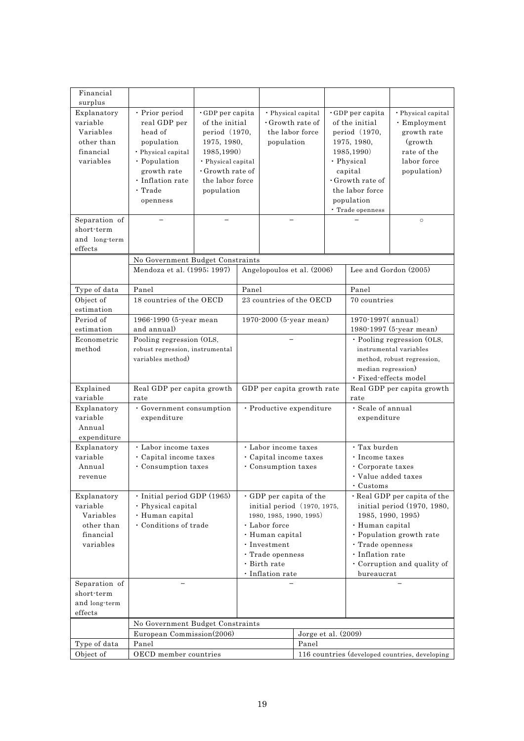| Financial surplus | | | | | |
|---|---|---|---|---|---|
| Explanatory variable Variables other than financial variables | · Prior period real GDP per head of population<br>· Physical capital<br>· Population growth rate<br>· Inflation rate<br>· Trade openness | · GDP per capita of the initial period (1970, 1975, 1980, 1985,1990)<br>· Physical capital<br>· Growth rate of the labor force population | · Physical capital<br>· Growth rate of the labor force population | · GDP per capita of the initial period (1970, 1975, 1980, 1985,1990)<br>· Physical capital<br>· Growth rate of the labor force population<br>· Trade openness | · Physical capital<br>· Employment growth rate (growth rate of the labor force population) |
| Separation of short-term and long-term effects | – | – | – | – | ○ |

| | No Government Budget Constraints | | |
|---|---|---|---|
| | Mendoza et al. (1995; 1997) | Angelopoulos et al. (2006) | Lee and Gordon (2005) |
| Type of data | Panel | Panel | Panel |
| Object of estimation | 18 countries of the OECD | 23 countries of the OECD | 70 countries |
| Period of estimation | 1966-1990 (5-year mean and annual) | 1970-2000 (5-year mean) | 1970-1997( annual)<br>1980-1997 (5-year mean) |
| Econometric method | Pooling regression (OLS, robust regression, instrumental variables method) | – | · Pooling regression (OLS, instrumental variables method, robust regression, median regression)<br>· Fixed-effects model |
| Explained variable | Real GDP per capita growth rate | GDP per capita growth rate | Real GDP per capita growth rate |
| Explanatory variable Annual expenditure | · Government consumption expenditure | · Productive expenditure | · Scale of annual expenditure |
| Explanatory variable Annual revenue | · Labor income taxes<br>· Capital income taxes<br>· Consumption taxes | · Labor income taxes<br>· Capital income taxes<br>· Consumption taxes | · Tax burden<br>· Income taxes<br>· Corporate taxes<br>· Value added taxes<br>· Customs |
| Explanatory variable Variables other than financial variables | · Initial period GDP (1965)<br>· Physical capital<br>· Human capital<br>· Conditions of trade | · GDP per capita of the initial period (1970, 1975, 1980, 1985, 1990, 1995)<br>· Labor force<br>· Human capital<br>· Investment<br>· Trade openness<br>· Birth rate<br>· Inflation rate | · Real GDP per capita of the initial period (1970, 1980, 1985, 1990, 1995)<br>· Human capital<br>· Population growth rate<br>· Trade openness<br>· Inflation rate<br>· Corruption and quality of bureaucrat |
| Separation of short-term and long-term effects | – | – | – |

| | No Government Budget Constraints | |
|---|---|---|
| | European Commission(2006) | Jorge et al. (2009) |
| Type of data | Panel | Panel |
| Object of | OECD member countries | 116 countries (developed countries, developing |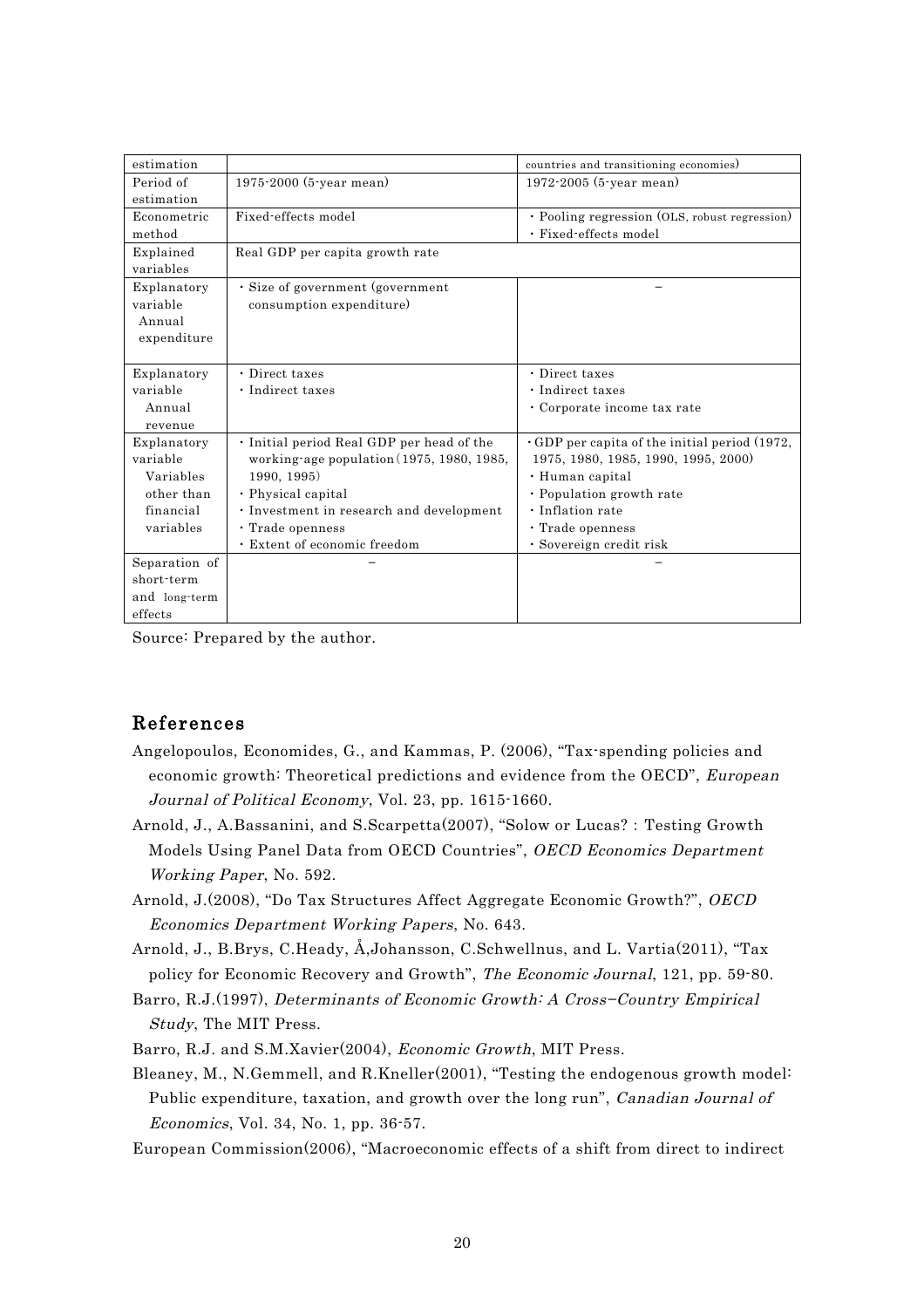| estimation | | countries and transitioning economies) |
|---|---|---|
| Period of estimation | 1975-2000 (5-year mean) | 1972-2005 (5-year mean) |
| Econometric method | Fixed-effects model | ・Pooling regression (OLS, robust regression)<br>・Fixed-effects model |
| Explained variables | Real GDP per capita growth rate | |
| Explanatory variable Annual expenditure | ・Size of government (government consumption expenditure) | – |
| Explanatory variable Annual revenue | ・Direct taxes<br>・Indirect taxes | ・Direct taxes<br>・Indirect taxes<br>・Corporate income tax rate |
| Explanatory variable Variables other than financial variables | ・Initial period Real GDP per head of the working-age population (1975, 1980, 1985, 1990, 1995)<br>・Physical capital<br>・Investment in research and development<br>・Trade openness<br>・Extent of economic freedom | ・GDP per capita of the initial period (1972, 1975, 1980, 1985, 1990, 1995, 2000)<br>・Human capital<br>・Population growth rate<br>・Inflation rate<br>・Trade openness<br>・Sovereign credit risk |
| Separation of short-term and long-term effects | – | – |

Source: Prepared by the author.

## References

Angelopoulos, Economides, G., and Kammas, P. (2006), "Tax-spending policies and economic growth: Theoretical predictions and evidence from the OECD", *European Journal of Political Economy*, Vol. 23, pp. 1615-1660.

Arnold, J., A.Bassanini, and S.Scarpetta(2007), "Solow or Lucas? : Testing Growth Models Using Panel Data from OECD Countries", *OECD Economics Department Working Paper*, No. 592.

Arnold, J.(2008), "Do Tax Structures Affect Aggregate Economic Growth?", *OECD Economics Department Working Papers*, No. 643.

Arnold, J., B.Brys, C.Heady, Å,Johansson, C.Schwellnus, and L. Vartia(2011), "Tax policy for Economic Recovery and Growth", *The Economic Journal*, 121, pp. 59-80.

Barro, R.J.(1997), *Determinants of Economic Growth: A Cross−Country Empirical Study*, The MIT Press.

Barro, R.J. and S.M.Xavier(2004), *Economic Growth*, MIT Press.

Bleaney, M., N.Gemmell, and R.Kneller(2001), "Testing the endogenous growth model: Public expenditure, taxation, and growth over the long run", *Canadian Journal of Economics*, Vol. 34, No. 1, pp. 36-57.

European Commission(2006), "Macroeconomic effects of a shift from direct to indirect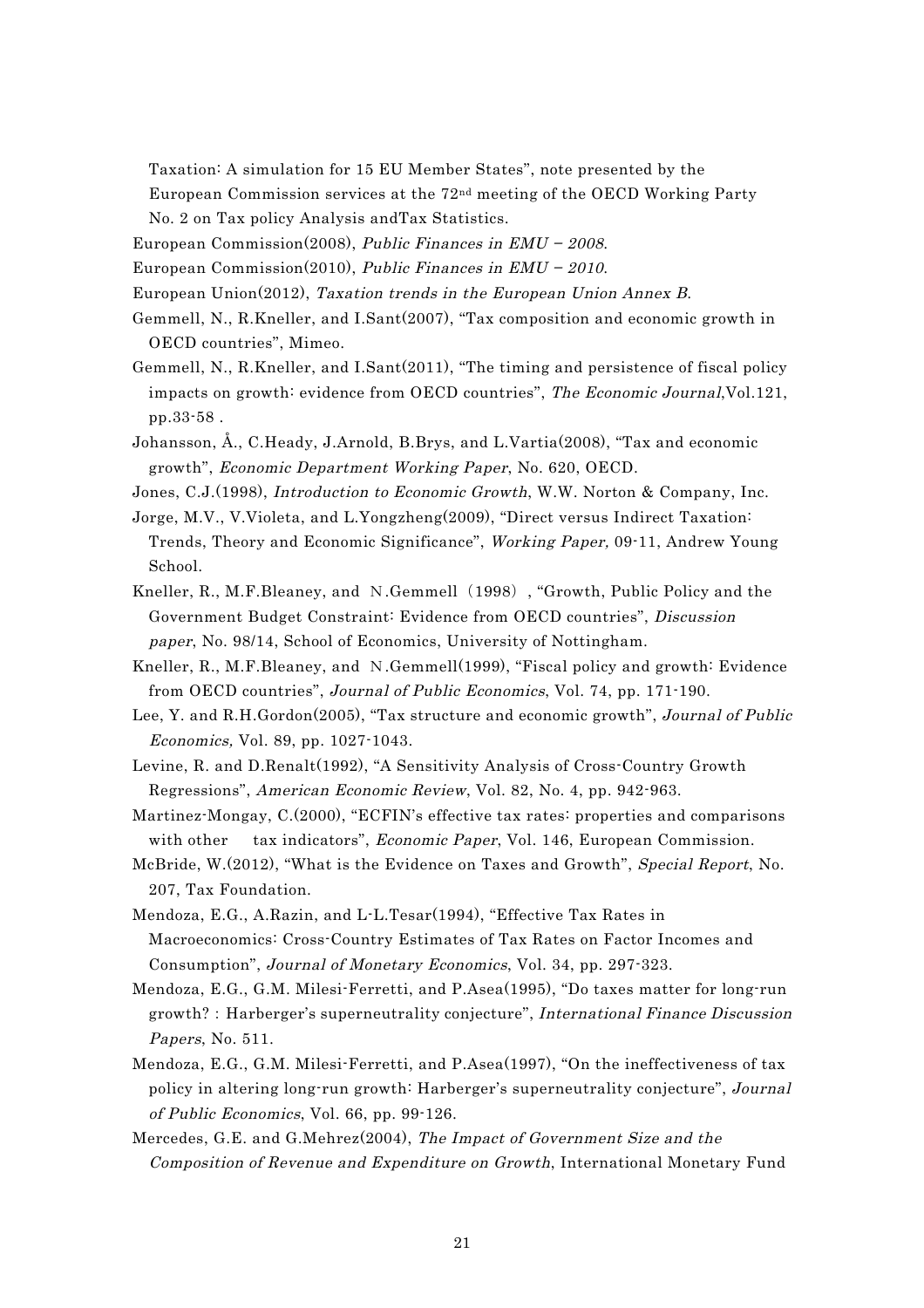Taxation: A simulation for 15 EU Member States", note presented by the European Commission services at the 72nd meeting of the OECD Working Party No. 2 on Tax policy Analysis andTax Statistics.

European Commission(2008), *Public Finances in EMU – 2008*.

European Commission(2010), *Public Finances in EMU – 2010*.

European Union(2012), *Taxation trends in the European Union Annex B*.

Gemmell, N., R.Kneller, and I.Sant(2007), "Tax composition and economic growth in OECD countries", Mimeo.

Gemmell, N., R.Kneller, and I.Sant(2011), "The timing and persistence of fiscal policy impacts on growth: evidence from OECD countries", *The Economic Journal*,Vol.121, pp.33-58 .

Johansson, Å., C.Heady, J.Arnold, B.Brys, and L.Vartia(2008), "Tax and economic growth", *Economic Department Working Paper*, No. 620, OECD.

Jones, C.J.(1998), *Introduction to Economic Growth*, W.W. Norton & Company, Inc.

Jorge, M.V., V.Violeta, and L.Yongzheng(2009), "Direct versus Indirect Taxation: Trends, Theory and Economic Significance", *Working Paper,* 09-11, Andrew Young School.

Kneller, R., M.F.Bleaney, and Ｎ.Gemmell（1998）, "Growth, Public Policy and the Government Budget Constraint: Evidence from OECD countries", *Discussion paper*, No. 98/14, School of Economics, University of Nottingham.

Kneller, R., M.F.Bleaney, and Ｎ.Gemmell(1999), "Fiscal policy and growth: Evidence from OECD countries", *Journal of Public Economics*, Vol. 74, pp. 171-190.

Lee, Y. and R.H.Gordon(2005), "Tax structure and economic growth", *Journal of Public Economics,* Vol. 89, pp. 1027-1043.

Levine, R. and D.Renalt(1992), "A Sensitivity Analysis of Cross-Country Growth Regressions", *American Economic Review*, Vol. 82, No. 4, pp. 942-963.

Martinez-Mongay, C.(2000), "ECFIN's effective tax rates: properties and comparisons with other tax indicators", *Economic Paper*, Vol. 146, European Commission.

McBride, W.(2012), "What is the Evidence on Taxes and Growth", *Special Report*, No. 207, Tax Foundation.

Mendoza, E.G., A.Razin, and L-L.Tesar(1994), "Effective Tax Rates in Macroeconomics: Cross-Country Estimates of Tax Rates on Factor Incomes and Consumption", *Journal of Monetary Economics*, Vol. 34, pp. 297-323.

Mendoza, E.G., G.M. Milesi-Ferretti, and P.Asea(1995), "Do taxes matter for long-run growth? : Harberger's superneutrality conjecture", *International Finance Discussion Papers*, No. 511.

Mendoza, E.G., G.M. Milesi-Ferretti, and P.Asea(1997), "On the ineffectiveness of tax policy in altering long-run growth: Harberger's superneutrality conjecture", *Journal of Public Economics*, Vol. 66, pp. 99-126.

Mercedes, G.E. and G.Mehrez(2004), *The Impact of Government Size and the Composition of Revenue and Expenditure on Growth*, International Monetary Fund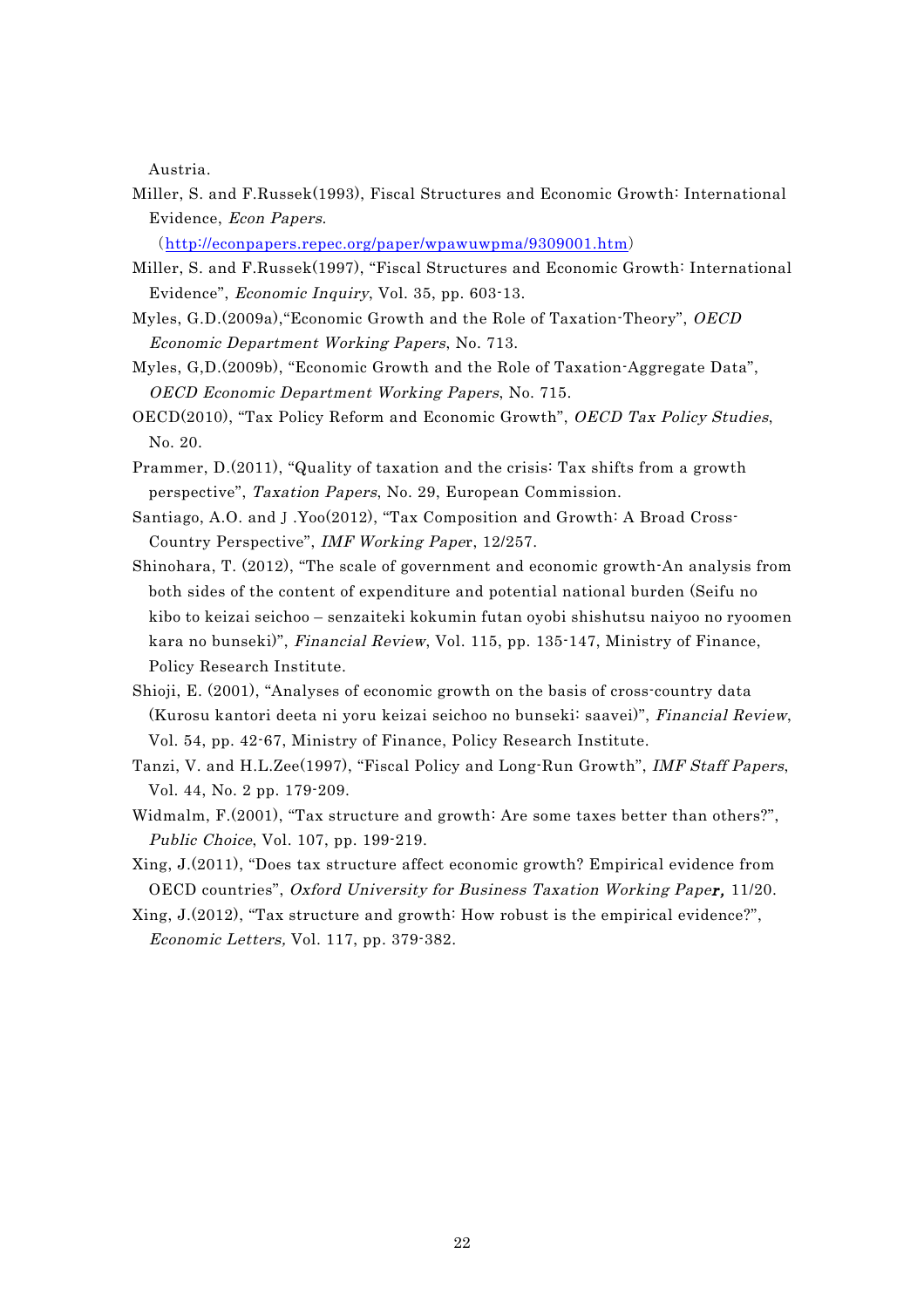Austria.

Miller, S. and F.Russek(1993), Fiscal Structures and Economic Growth: International Evidence, *Econ Papers*.
（http://econpapers.repec.org/paper/wpawuwpma/9309001.htm）

Miller, S. and F.Russek(1997), "Fiscal Structures and Economic Growth: International Evidence", *Economic Inquiry*, Vol. 35, pp. 603-13.

Myles, G.D.(2009a),"Economic Growth and the Role of Taxation-Theory", *OECD Economic Department Working Papers*, No. 713.

Myles, G,D.(2009b), "Economic Growth and the Role of Taxation-Aggregate Data", *OECD Economic Department Working Papers*, No. 715.

OECD(2010), "Tax Policy Reform and Economic Growth", *OECD Tax Policy Studies*, No. 20.

Prammer, D.(2011), "Quality of taxation and the crisis: Tax shifts from a growth perspective", *Taxation Papers*, No. 29, European Commission.

Santiago, A.O. and J .Yoo(2012), "Tax Composition and Growth: A Broad Cross-Country Perspective", *IMF Working Paper*, 12/257.

Shinohara, T. (2012), "The scale of government and economic growth-An analysis from both sides of the content of expenditure and potential national burden (Seifu no kibo to keizai seichoo – senzaiteki kokumin futan oyobi shishutsu naiyoo no ryoomen kara no bunseki)", *Financial Review*, Vol. 115, pp. 135-147, Ministry of Finance, Policy Research Institute.

Shioji, E. (2001), "Analyses of economic growth on the basis of cross-country data (Kurosu kantori deeta ni yoru keizai seichoo no bunseki: saavei)", *Financial Review*, Vol. 54, pp. 42-67, Ministry of Finance, Policy Research Institute.

Tanzi, V. and H.L.Zee(1997), "Fiscal Policy and Long-Run Growth", *IMF Staff Papers*, Vol. 44, No. 2 pp. 179-209.

Widmalm, F.(2001), "Tax structure and growth: Are some taxes better than others?", *Public Choice*, Vol. 107, pp. 199-219.

Xing, J.(2011), "Does tax structure affect economic growth? Empirical evidence from OECD countries", *Oxford University for Business Taxation Working Paper,* 11/20.

Xing, J.(2012), "Tax structure and growth: How robust is the empirical evidence?", *Economic Letters,* Vol. 117, pp. 379-382.